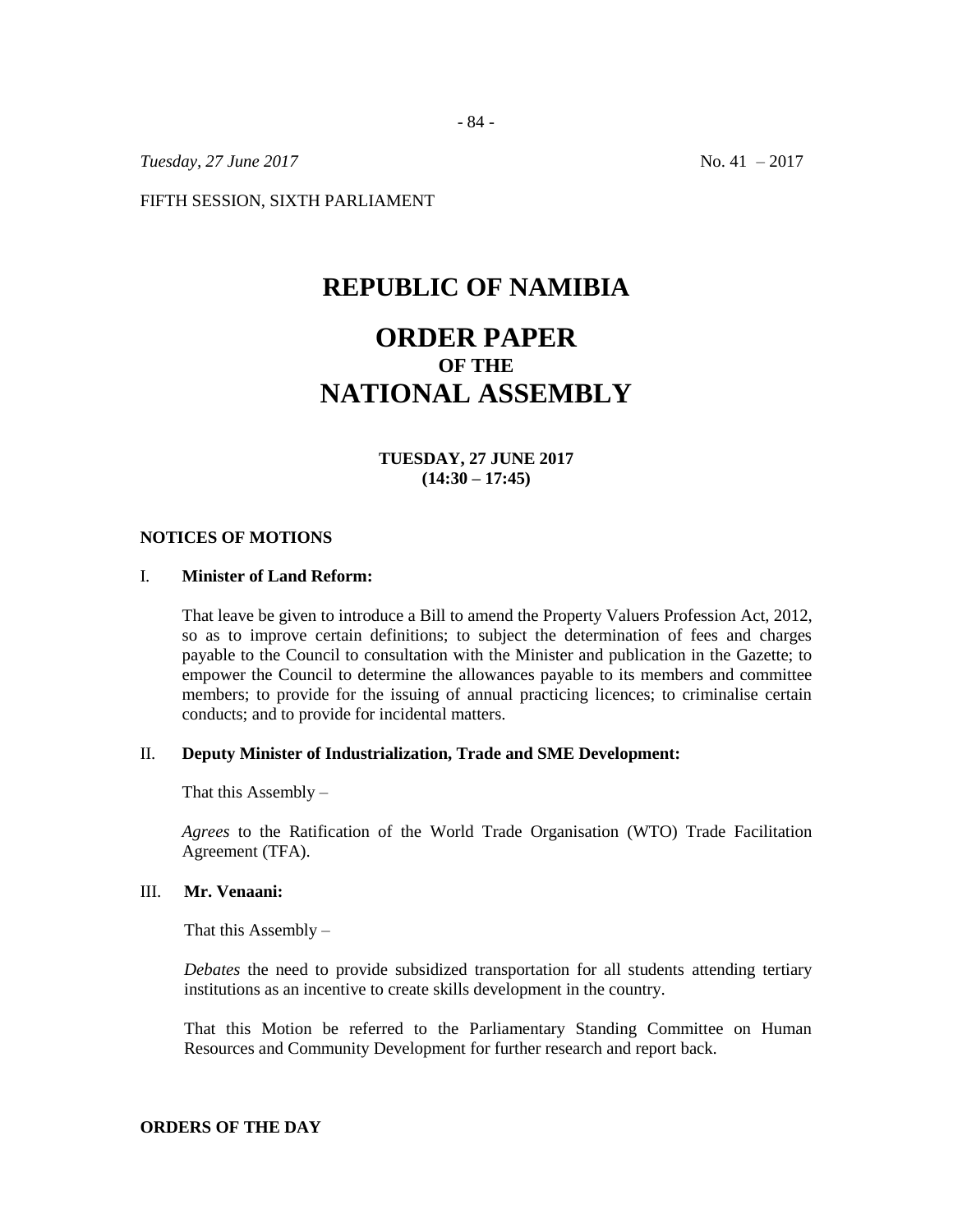*Tuesday, 27 June 2017* No. 41 – 2017

FIFTH SESSION, SIXTH PARLIAMENT

# REPUBLIC OF NAMIBIA

# ORDER PAPER
## OF THE
# NATIONAL ASSEMBLY

**TUESDAY, 27 JUNE 2017**
**(14:30 – 17:45)**

## NOTICES OF MOTIONS

I. **Minister of Land Reform:**

That leave be given to introduce a Bill to amend the Property Valuers Profession Act, 2012, so as to improve certain definitions; to subject the determination of fees and charges payable to the Council to consultation with the Minister and publication in the Gazette; to empower the Council to determine the allowances payable to its members and committee members; to provide for the issuing of annual practicing licences; to criminalise certain conducts; and to provide for incidental matters.

II. **Deputy Minister of Industrialization, Trade and SME Development:**

That this Assembly –

*Agrees* to the Ratification of the World Trade Organisation (WTO) Trade Facilitation Agreement (TFA).

III. **Mr. Venaani:**

That this Assembly –

*Debates* the need to provide subsidized transportation for all students attending tertiary institutions as an incentive to create skills development in the country.

That this Motion be referred to the Parliamentary Standing Committee on Human Resources and Community Development for further research and report back.

## ORDERS OF THE DAY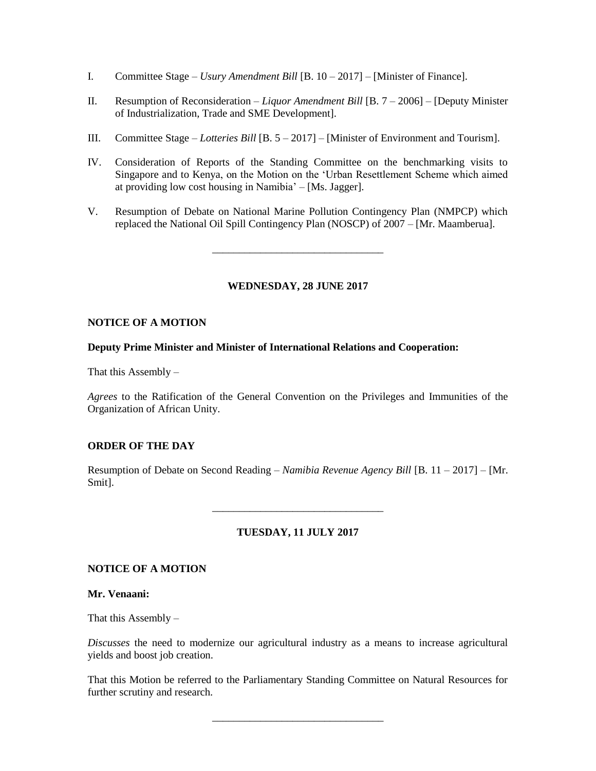I. Committee Stage – *Usury Amendment Bill* [B. 10 – 2017] – [Minister of Finance].

II. Resumption of Reconsideration – *Liquor Amendment Bill* [B. 7 – 2006] – [Deputy Minister of Industrialization, Trade and SME Development].

III. Committee Stage – *Lotteries Bill* [B. 5 – 2017] – [Minister of Environment and Tourism].

IV. Consideration of Reports of the Standing Committee on the benchmarking visits to Singapore and to Kenya, on the Motion on the 'Urban Resettlement Scheme which aimed at providing low cost housing in Namibia' – [Ms. Jagger].

V. Resumption of Debate on National Marine Pollution Contingency Plan (NMPCP) which replaced the National Oil Spill Contingency Plan (NOSCP) of 2007 – [Mr. Maamberua].

---

**WEDNESDAY, 28 JUNE 2017**

**NOTICE OF A MOTION**

**Deputy Prime Minister and Minister of International Relations and Cooperation:**

That this Assembly –

*Agrees* to the Ratification of the General Convention on the Privileges and Immunities of the Organization of African Unity.

**ORDER OF THE DAY**

Resumption of Debate on Second Reading – *Namibia Revenue Agency Bill* [B. 11 – 2017] – [Mr. Smit].

---

**TUESDAY, 11 JULY 2017**

**NOTICE OF A MOTION**

**Mr. Venaani:**

That this Assembly –

*Discusses* the need to modernize our agricultural industry as a means to increase agricultural yields and boost job creation.

That this Motion be referred to the Parliamentary Standing Committee on Natural Resources for further scrutiny and research.

---